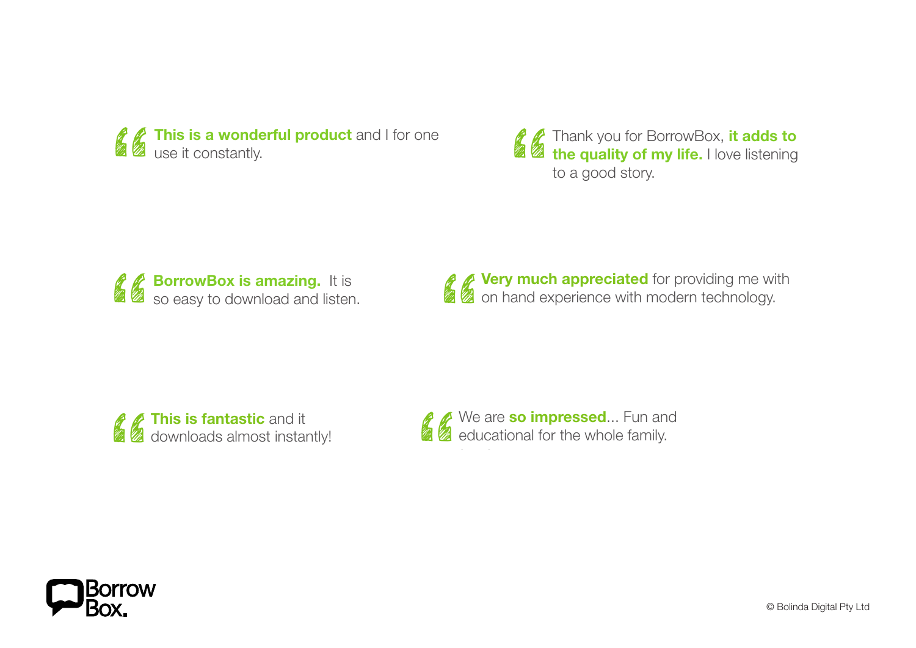**This is a wonderful product** and I for one use it constantly.

Thank you for BorrowBox, **it adds to the quality of my life.** I love listening to a good story.

**BorrowBox is amazing.** It is so easy to download and listen.

**Very much appreciated** for providing me with on hand experience with modern technology.

**This is fantastic** and it downloads almost instantly!

We are **so impressed**... Fun and educational for the whole family.

BorrowBox.

© Bolinda Digital Pty Ltd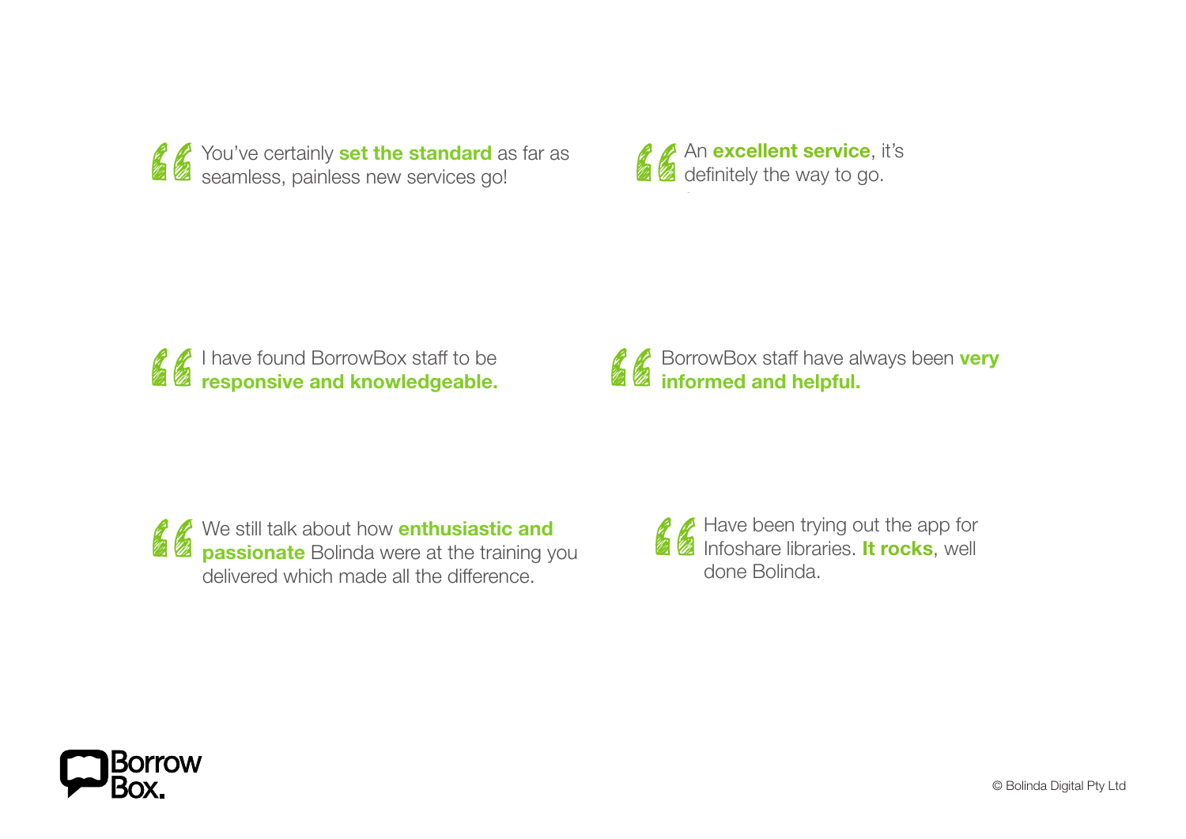> You've certainly **set the standard** as far as seamless, painless new services go!

> An **excellent service**, it's definitely the way to go.

> I have found BorrowBox staff to be **responsive and knowledgeable.**

> BorrowBox staff have always been **very informed and helpful.**

> We still talk about how **enthusiastic and passionate** Bolinda were at the training you delivered which made all the difference.

> Have been trying out the app for Infoshare libraries. **It rocks**, well done Bolinda.

© Bolinda Digital Pty Ltd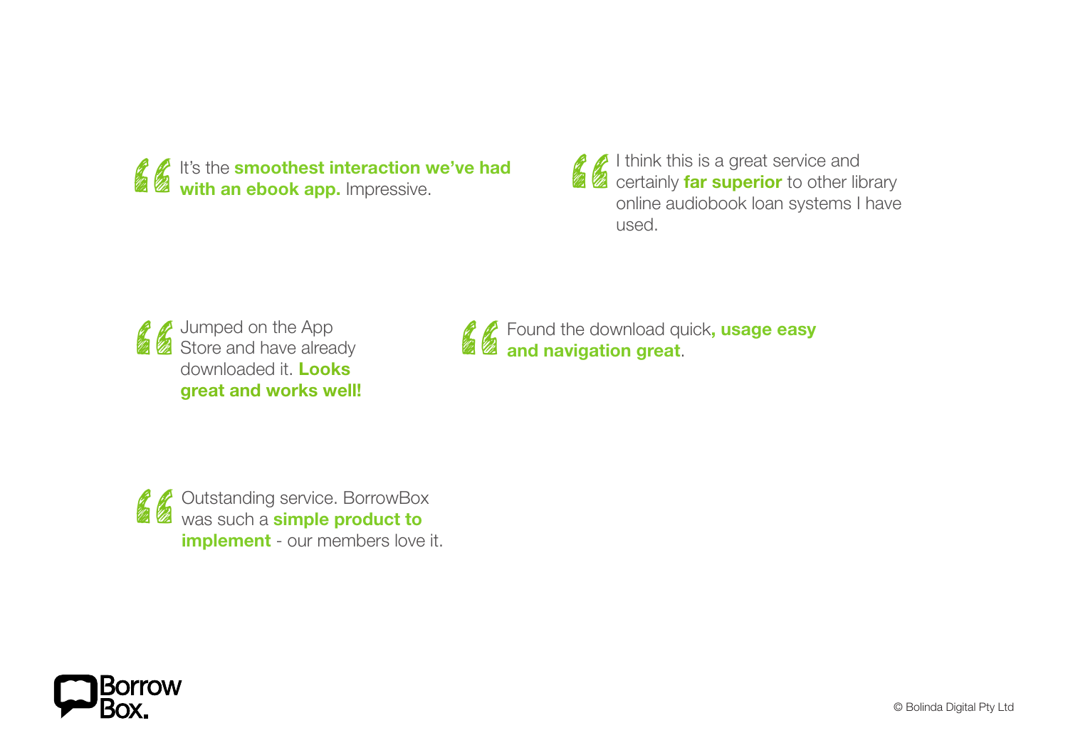> It's the **smoothest interaction we've had with an ebook app.** Impressive.

> I think this is a great service and certainly **far superior** to other library online audiobook loan systems I have used.

> Jumped on the App Store and have already downloaded it. **Looks great and works well!**

> Found the download quick**, usage easy and navigation great**.

> Outstanding service. BorrowBox was such a **simple product to implement** - our members love it.

BorrowBox.

© Bolinda Digital Pty Ltd